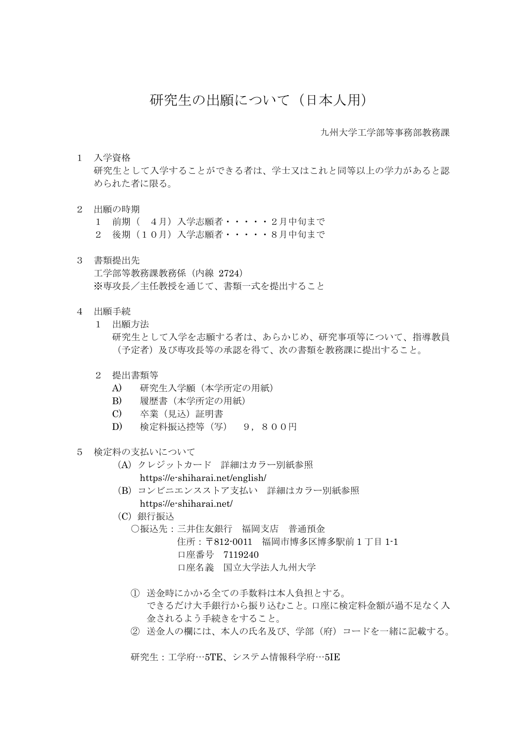# 研究生の出願について（日本人用）

九州大学工学部等事務部教務課

## １　入学資格

研究生として入学することができる者は、学士又はこれと同等以上の学力があると認められた者に限る。

## ２　出願の時期

１　前期（　４月）入学志願者・・・・・２月中旬まで
２　後期（１０月）入学志願者・・・・・８月中旬まで

## ３　書類提出先

工学部等教務課教務係（内線 2724）
※専攻長／主任教授を通じて、書類一式を提出すること

## ４　出願手続

### １　出願方法

研究生として入学を志願する者は、あらかじめ、研究事項等について、指導教員（予定者）及び専攻長等の承認を得て、次の書類を教務課に提出すること。

### ２　提出書類等

A)　研究生入学願（本学所定の用紙）
B)　履歴書（本学所定の用紙）
C)　卒業（見込）証明書
D)　検定料振込控等（写）　９，８００円

## ５　検定料の支払いについて

(A) クレジットカード　詳細はカラー別紙参照
https://e-shiharai.net/english/

(B) コンビニエンスストア支払い　詳細はカラー別紙参照
https://e-shiharai.net/

(C) 銀行振込

○振込先：三井住友銀行　福岡支店　普通預金
住所：〒812-0011　福岡市博多区博多駅前１丁目 1-1
口座番号　7119240
口座名義　国立大学法人九州大学

① 送金時にかかる全ての手数料は本人負担とする。
できるだけ大手銀行から振り込むこと。口座に検定料金額が過不足なく入金されるよう手続きをすること。

② 送金人の欄には、本人の氏名及び、学部（府）コードを一緒に記載する。

研究生：工学府…5TE、システム情報科学府…5IE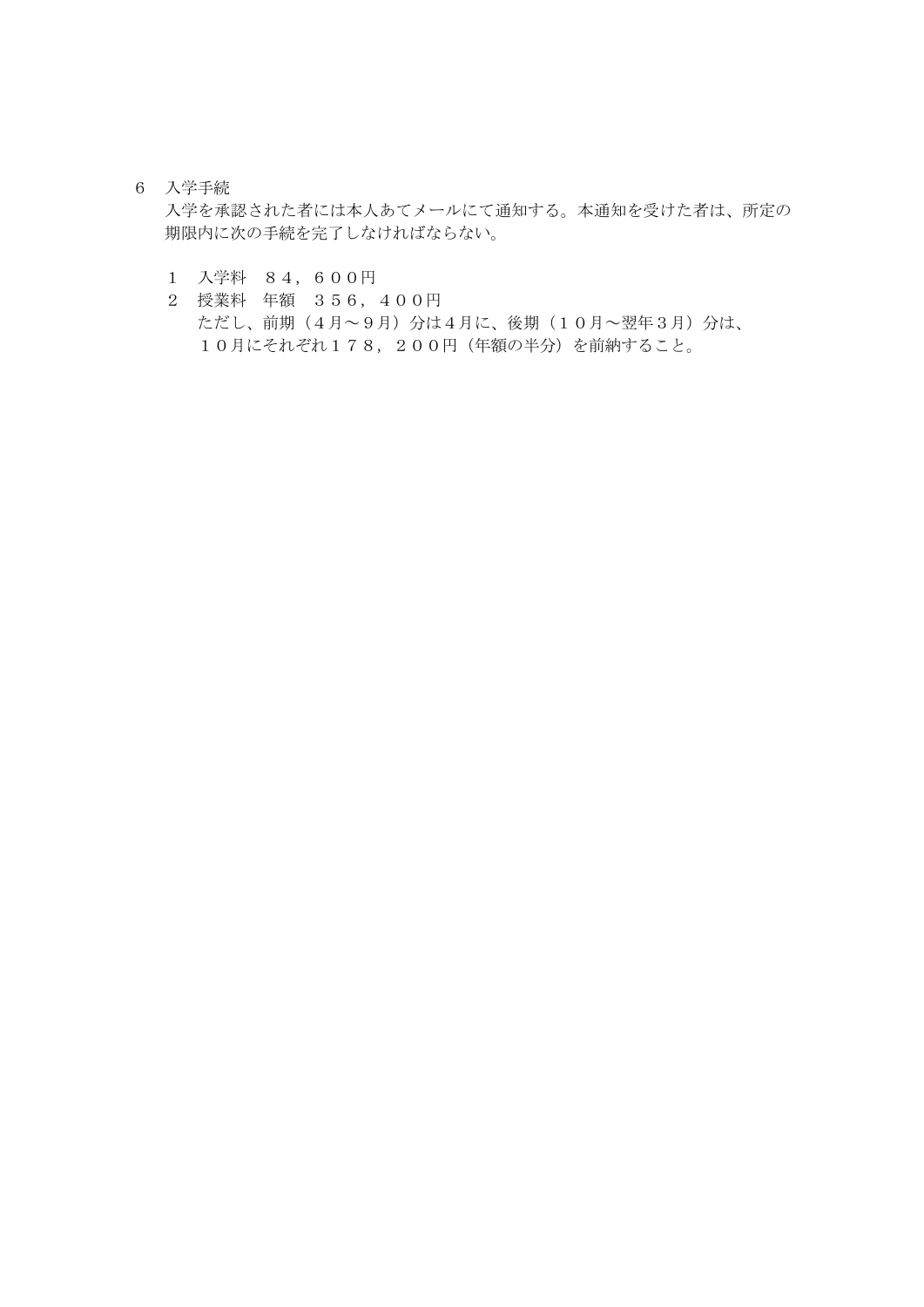6　入学手続

入学を承認された者には本人あてメールにて通知する。本通知を受けた者は、所定の期限内に次の手続を完了しなければならない。

1　入学料　８４，６００円

2　授業料　年額　３５６，４００円

ただし、前期（４月～９月）分は４月に、後期（１０月～翌年３月）分は、１０月にそれぞれ１７８，２００円（年額の半分）を前納すること。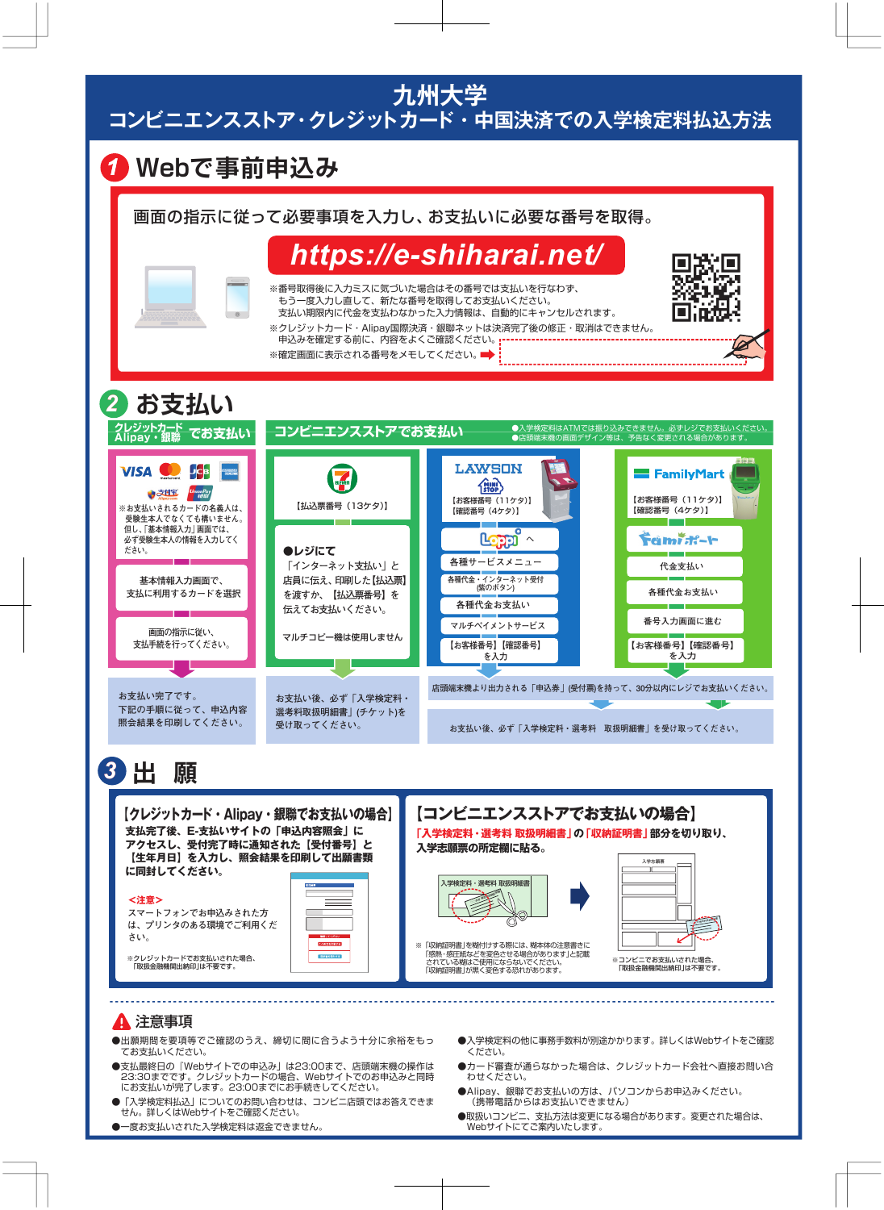# 九州大学
## コンビニエンスストア・クレジットカード・中国決済での入学検定料払込方法

## 1 Webで事前申込み

画面の指示に従って必要事項を入力し、お支払いに必要な番号を取得。

**https://e-shiharai.net/**

※番号取得後に入力ミスに気づいた場合はその番号では支払いを行なわず、
もう一度入力し直して、新たな番号を取得してお支払いください。
支払い期限内に代金を支払わなかった入力情報は、自動的にキャンセルされます。

※クレジットカード・Alipay国際決済・銀聯ネットは決済完了後の修正・取消はできません。
申込みを確定する前に、内容をよくご確認ください。

※確定画面に表示される番号をメモしてください。➡

## 2 お支払い

### クレジットカード Alipay・銀聯 でお支払い

VISA / Mastercard / JCB / AMERICAN EXPRESS / 支付宝 / UnionPay 銀聯

※お支払いされるカードの名義人は、受験生本人でなくても構いません。但し、「基本情報入力」画面では、必ず受験生本人の情報を入力してください。

基本情報入力画面で、支払に利用するカードを選択

画面の指示に従い、支払手続を行ってください。

お支払い完了です。下記の手順に従って、申込内容照会結果を印刷してください。

### コンビニエンスストアでお支払い

●入学検定料はATMでは振り込みできません。必ずレジでお支払いください。
●店頭端末機の画面デザイン等は、予告なく変更される場合があります。

**セブン-イレブン**

【払込票番号（13ケタ）】

●レジにて
「インターネット支払い」と店員に伝え、印刷した【払込票】を渡すか、【払込票番号】を伝えてお支払いください。

マルチコピー機は使用しません

お支払い後、必ず「入学検定料・選考料取扱明細書」(チケット)を受け取ってください。

**LAWSON / MINISTOP**

【お客様番号（11ケタ）】
【確認番号（4ケタ）】

Loppi へ
各種サービスメニュー
各種代金・インターネット受付（紫のボタン）
各種代金お支払い
マルチペイメントサービス
【お客様番号】【確認番号】を入力

**FamilyMart**

【お客様番号（11ケタ）】
【確認番号（4ケタ）】

Famiポート
代金支払い
各種代金お支払い
番号入力画面に進む
【お客様番号】【確認番号】を入力

店頭端末機より出力される「申込券」(受付票)を持って、30分以内にレジでお支払いください。

お支払い後、必ず「入学検定料・選考料　取扱明細書」を受け取ってください。

## 3 出　願

### 【クレジットカード・Alipay・銀聯でお支払いの場合】

**支払完了後、E-支払いサイトの「申込内容照会」にアクセスし、受付完了時に通知された【受付番号】と【生年月日】を入力し、照会結果を印刷して出願書類に同封してください。**

<注意>
スマートフォンでお申込みされた方は、プリンタのある環境でご利用ください。

※クレジットカードでお支払いされた場合、「取扱金融機関出納印」は不要です。

### 【コンビニエンスストアでお支払いの場合】

**「入学検定料・選考料 取扱明細書」の「収納証明書」部分を切り取り、入学志願票の所定欄に貼る。**

入学検定料・選考料 取扱明細書

入学志願票

※「収納証明書」を糊付けする際には、糊本体の注意書きに「感熱・感圧紙などを変色させる場合があります」と記載されている糊はご使用にならないでください。「収納証明書」が黒く変色する恐れがあります。

※コンビニでお支払いされた場合、「取扱金融機関出納印」は不要です。

## ⚠ 注意事項

●出願期間を要項等でご確認のうえ、締切に間に合うよう十分に余裕をもってお支払いください。

●支払最終日の『Webサイトでの申込み』は23:00まで、店頭端末機の操作は23:30までです。クレジットカードの場合、Webサイトでのお申込みと同時にお支払いが完了します。23:00までにお手続きください。

●「入学検定料払込」についてのお問い合わせは、コンビニ店頭ではお答えできません。詳しくはWebサイトをご確認ください。

●一度お支払いされた入学検定料は返金できません。

●入学検定料の他に事務手数料が別途かかります。詳しくはWebサイトをご確認ください。

●カード審査が通らなかった場合は、クレジットカード会社へ直接お問い合わせください。

●Alipay、銀聯でお支払いの方は、パソコンからお申込みください。
（携帯電話からはお支払いできません）

●取扱いコンビニ、支払方法は変更になる場合があります。変更された場合は、Webサイトにてご案内いたします。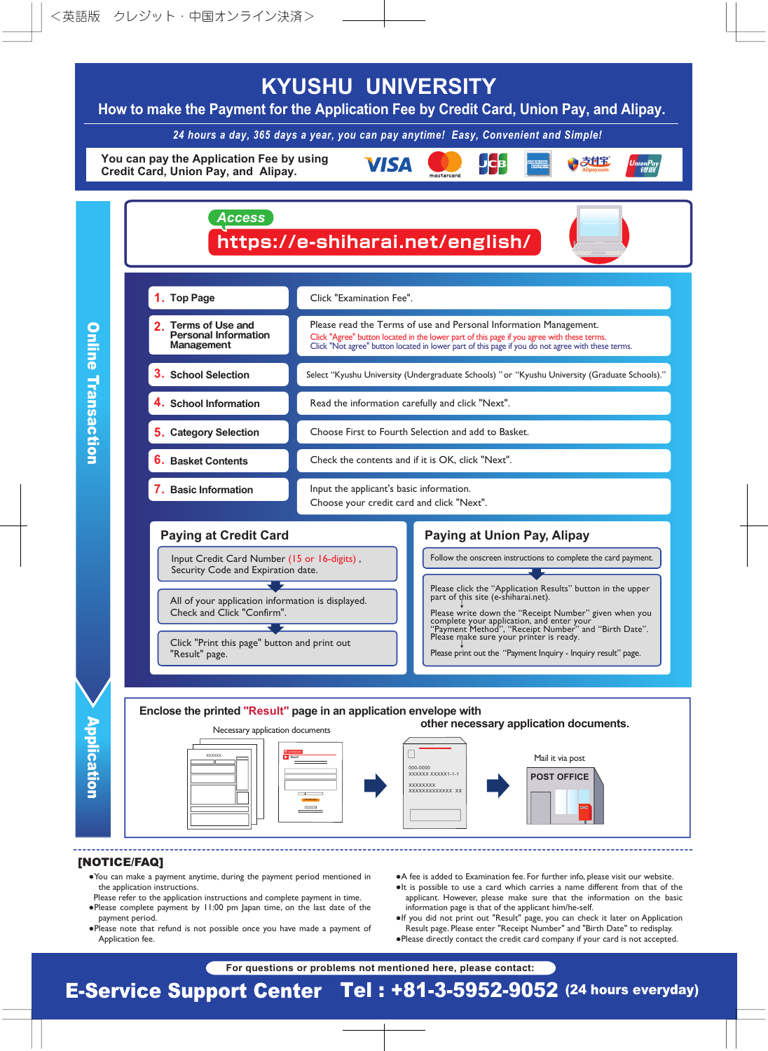<英語版　クレジット・中国オンライン決済>

# KYUSHU UNIVERSITY

## How to make the Payment for the Application Fee by Credit Card, Union Pay, and Alipay.

*24 hours a day, 365 days a year, you can pay anytime! Easy, Convenient and Simple!*

You can pay the Application Fee by using Credit Card, Union Pay, and Alipay.

VISA　mastercard　JCB　AMERICAN EXPRESS　支付宝 Alipay.com　UnionPay 银联

**Access**

**https://e-shiharai.net/english/**

## Online Transaction

| | |
|---|---|
| **1. Top Page** | Click "Examination Fee". |
| **2. Terms of Use and Personal Information Management** | Please read the Terms of use and Personal Information Management.<br>Click "Agree" button located in the lower part of this page if you agree with these terms.<br>Click "Not agree" button located in lower part of this page if you do not agree with these terms. |
| **3. School Selection** | Select "Kyushu University (Undergraduate Schools) "or "Kyushu University (Graduate Schools)." |
| **4. School Information** | Read the information carefully and click "Next". |
| **5. Category Selection** | Choose First to Fourth Selection and add to Basket. |
| **6. Basket Contents** | Check the contents and if it is OK, click "Next". |
| **7. Basic Information** | Input the applicant's basic information.<br>Choose your credit card and click "Next". |

### Paying at Credit Card

Input Credit Card Number (15 or 16-digits), Security Code and Expiration date.

↓

All of your application information is displayed. Check and Click "Confirm".

↓

Click "Print this page" button and print out "Result" page.

### Paying at Union Pay, Alipay

Follow the onscreen instructions to complete the card payment.

↓

Please click the "Application Results" button in the upper part of this site (e-shiharai.net).

↓

Please write down the "Receipt Number" given when you complete your application, and enter your "Payment Method", "Receipt Number" and "Birth Date". Please make sure your printer is ready.

↓

Please print out the "Payment Inquiry - Inquiry result" page.

## Application

**Enclose the printed "Result" page in an application envelope with other necessary application documents.**

Necessary application documents

Mail it via post

POST OFFICE

## [NOTICE/FAQ]

- You can make a payment anytime, during the payment period mentioned in the application instructions.
  Please refer to the application instructions and complete payment in time.
- Please complete payment by 11:00 pm Japan time, on the last date of the payment period.
- Please note that refund is not possible once you have made a payment of Application fee.
- A fee is added to Examination fee. For further info, please visit our website.
- It is possible to use a card which carries a name different from that of the applicant. However, please make sure that the information on the basic information page is that of the applicant him/he-self.
- If you did not print out "Result" page, you can check it later on Application Result page. Please enter "Receipt Number" and "Birth Date" to redisplay.
- Please directly contact the credit card company if your card is not accepted.

For questions or problems not mentioned here, please contact:

**E-Service Support Center　Tel : +81-3-5952-9052 (24 hours everyday)**